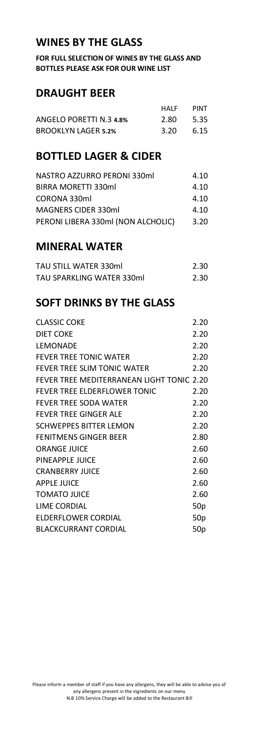## WINES BY THE GLASS

**FOR FULL SELECTION OF WINES BY THE GLASS AND BOTTLES PLEASE ASK FOR OUR WINE LIST**

## DRAUGHT BEER

| | HALF | PINT |
|---|---|---|
| ANGELO PORETTI N.3 **4.8%** | 2.80 | 5.35 |
| BROOKLYN LAGER **5.2%** | 3.20 | 6.15 |

## BOTTLED LAGER & CIDER

| | |
|---|---|
| NASTRO AZZURRO PERONI 330ml | 4.10 |
| BIRRA MORETTI 330ml | 4.10 |
| CORONA 330ml | 4.10 |
| MAGNERS CIDER 330ml | 4.10 |
| PERONI LIBERA 330ml (NON ALCHOLIC) | 3.20 |

## MINERAL WATER

| | |
|---|---|
| TAU STILL WATER 330ml | 2.30 |
| TAU SPARKLING WATER 330ml | 2.30 |

## SOFT DRINKS BY THE GLASS

| | |
|---|---|
| CLASSIC COKE | 2.20 |
| DIET COKE | 2.20 |
| LEMONADE | 2.20 |
| FEVER TREE TONIC WATER | 2.20 |
| FEVER TREE SLIM TONIC WATER | 2.20 |
| FEVER TREE MEDITERRANEAN LIGHT TONIC | 2.20 |
| FEVER TREE ELDERFLOWER TONIC | 2.20 |
| FEVER TREE SODA WATER | 2.20 |
| FEVER TREE GINGER ALE | 2.20 |
| SCHWEPPES BITTER LEMON | 2.20 |
| FENITMENS GINGER BEER | 2.80 |
| ORANGE JUICE | 2.60 |
| PINEAPPLE JUICE | 2.60 |
| CRANBERRY JUICE | 2.60 |
| APPLE JUICE | 2.60 |
| TOMATO JUICE | 2.60 |
| LIME CORDIAL | 50p |
| ELDERFLOWER CORDIAL | 50p |
| BLACKCURRANT CORDIAL | 50p |

Please inform a member of staff if you have any allergens, they will be able to advise you of any allergens present in the ingredients on our menu
N.B 10% Service Charge will be added to the Restaurant Bill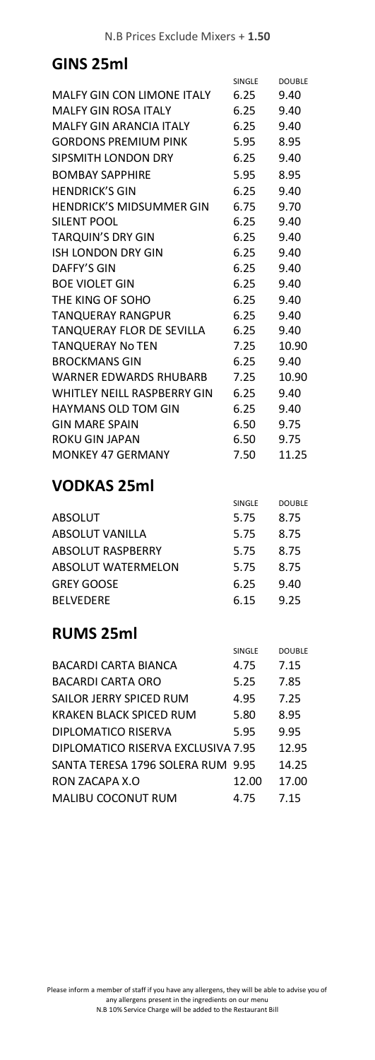N.B Prices Exclude Mixers + **1.50**

## GINS 25ml

| | SINGLE | DOUBLE |
|---|---|---|
| MALFY GIN CON LIMONE ITALY | 6.25 | 9.40 |
| MALFY GIN ROSA ITALY | 6.25 | 9.40 |
| MALFY GIN ARANCIA ITALY | 6.25 | 9.40 |
| GORDONS PREMIUM PINK | 5.95 | 8.95 |
| SIPSMITH LONDON DRY | 6.25 | 9.40 |
| BOMBAY SAPPHIRE | 5.95 | 8.95 |
| HENDRICK'S GIN | 6.25 | 9.40 |
| HENDRICK'S MIDSUMMER GIN | 6.75 | 9.70 |
| SILENT POOL | 6.25 | 9.40 |
| TARQUIN'S DRY GIN | 6.25 | 9.40 |
| ISH LONDON DRY GIN | 6.25 | 9.40 |
| DAFFY'S GIN | 6.25 | 9.40 |
| BOE VIOLET GIN | 6.25 | 9.40 |
| THE KING OF SOHO | 6.25 | 9.40 |
| TANQUERAY RANGPUR | 6.25 | 9.40 |
| TANQUERAY FLOR DE SEVILLA | 6.25 | 9.40 |
| TANQUERAY No TEN | 7.25 | 10.90 |
| BROCKMANS GIN | 6.25 | 9.40 |
| WARNER EDWARDS RHUBARB | 7.25 | 10.90 |
| WHITLEY NEILL RASPBERRY GIN | 6.25 | 9.40 |
| HAYMANS OLD TOM GIN | 6.25 | 9.40 |
| GIN MARE SPAIN | 6.50 | 9.75 |
| ROKU GIN JAPAN | 6.50 | 9.75 |
| MONKEY 47 GERMANY | 7.50 | 11.25 |

## VODKAS 25ml

| | SINGLE | DOUBLE |
|---|---|---|
| ABSOLUT | 5.75 | 8.75 |
| ABSOLUT VANILLA | 5.75 | 8.75 |
| ABSOLUT RASPBERRY | 5.75 | 8.75 |
| ABSOLUT WATERMELON | 5.75 | 8.75 |
| GREY GOOSE | 6.25 | 9.40 |
| BELVEDERE | 6.15 | 9.25 |

## RUMS 25ml

| | SINGLE | DOUBLE |
|---|---|---|
| BACARDI CARTA BIANCA | 4.75 | 7.15 |
| BACARDI CARTA ORO | 5.25 | 7.85 |
| SAILOR JERRY SPICED RUM | 4.95 | 7.25 |
| KRAKEN BLACK SPICED RUM | 5.80 | 8.95 |
| DIPLOMATICO RISERVA | 5.95 | 9.95 |
| DIPLOMATICO RISERVA EXCLUSIVA | 7.95 | 12.95 |
| SANTA TERESA 1796 SOLERA RUM | 9.95 | 14.25 |
| RON ZACAPA X.O | 12.00 | 17.00 |
| MALIBU COCONUT RUM | 4.75 | 7.15 |

Please inform a member of staff if you have any allergens, they will be able to advise you of any allergens present in the ingredients on our menu
N.B 10% Service Charge will be added to the Restaurant Bill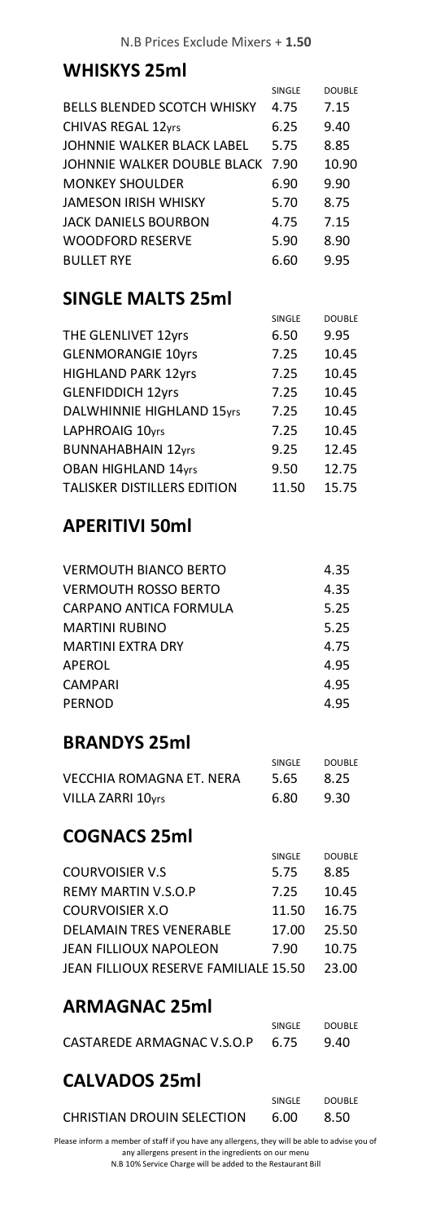N.B Prices Exclude Mixers + **1.50**

## WHISKYS 25ml

| | SINGLE | DOUBLE |
|---|---|---|
| BELLS BLENDED SCOTCH WHISKY | 4.75 | 7.15 |
| CHIVAS REGAL 12yrs | 6.25 | 9.40 |
| JOHNNIE WALKER BLACK LABEL | 5.75 | 8.85 |
| JOHNNIE WALKER DOUBLE BLACK | 7.90 | 10.90 |
| MONKEY SHOULDER | 6.90 | 9.90 |
| JAMESON IRISH WHISKY | 5.70 | 8.75 |
| JACK DANIELS BOURBON | 4.75 | 7.15 |
| WOODFORD RESERVE | 5.90 | 8.90 |
| BULLET RYE | 6.60 | 9.95 |

## SINGLE MALTS 25ml

| | SINGLE | DOUBLE |
|---|---|---|
| THE GLENLIVET 12yrs | 6.50 | 9.95 |
| GLENMORANGIE 10yrs | 7.25 | 10.45 |
| HIGHLAND PARK 12yrs | 7.25 | 10.45 |
| GLENFIDDICH 12yrs | 7.25 | 10.45 |
| DALWHINNIE HIGHLAND 15yrs | 7.25 | 10.45 |
| LAPHROAIG 10yrs | 7.25 | 10.45 |
| BUNNAHABHAIN 12yrs | 9.25 | 12.45 |
| OBAN HIGHLAND 14yrs | 9.50 | 12.75 |
| TALISKER DISTILLERS EDITION | 11.50 | 15.75 |

## APERITIVI 50ml

| | |
|---|---|
| VERMOUTH BIANCO BERTO | 4.35 |
| VERMOUTH ROSSO BERTO | 4.35 |
| CARPANO ANTICA FORMULA | 5.25 |
| MARTINI RUBINO | 5.25 |
| MARTINI EXTRA DRY | 4.75 |
| APEROL | 4.95 |
| CAMPARI | 4.95 |
| PERNOD | 4.95 |

## BRANDYS 25ml

| | SINGLE | DOUBLE |
|---|---|---|
| VECCHIA ROMAGNA ET. NERA | 5.65 | 8.25 |
| VILLA ZARRI 10yrs | 6.80 | 9.30 |

## COGNACS 25ml

| | SINGLE | DOUBLE |
|---|---|---|
| COURVOISIER V.S | 5.75 | 8.85 |
| REMY MARTIN V.S.O.P | 7.25 | 10.45 |
| COURVOISIER X.O | 11.50 | 16.75 |
| DELAMAIN TRES VENERABLE | 17.00 | 25.50 |
| JEAN FILLIOUX NAPOLEON | 7.90 | 10.75 |
| JEAN FILLIOUX RESERVE FAMILIALE | 15.50 | 23.00 |

## ARMAGNAC 25ml

| | SINGLE | DOUBLE |
|---|---|---|
| CASTAREDE ARMAGNAC V.S.O.P | 6.75 | 9.40 |

## CALVADOS 25ml

| | SINGLE | DOUBLE |
|---|---|---|
| CHRISTIAN DROUIN SELECTION | 6.00 | 8.50 |

Please inform a member of staff if you have any allergens, they will be able to advise you of any allergens present in the ingredients on our menu

N.B 10% Service Charge will be added to the Restaurant Bill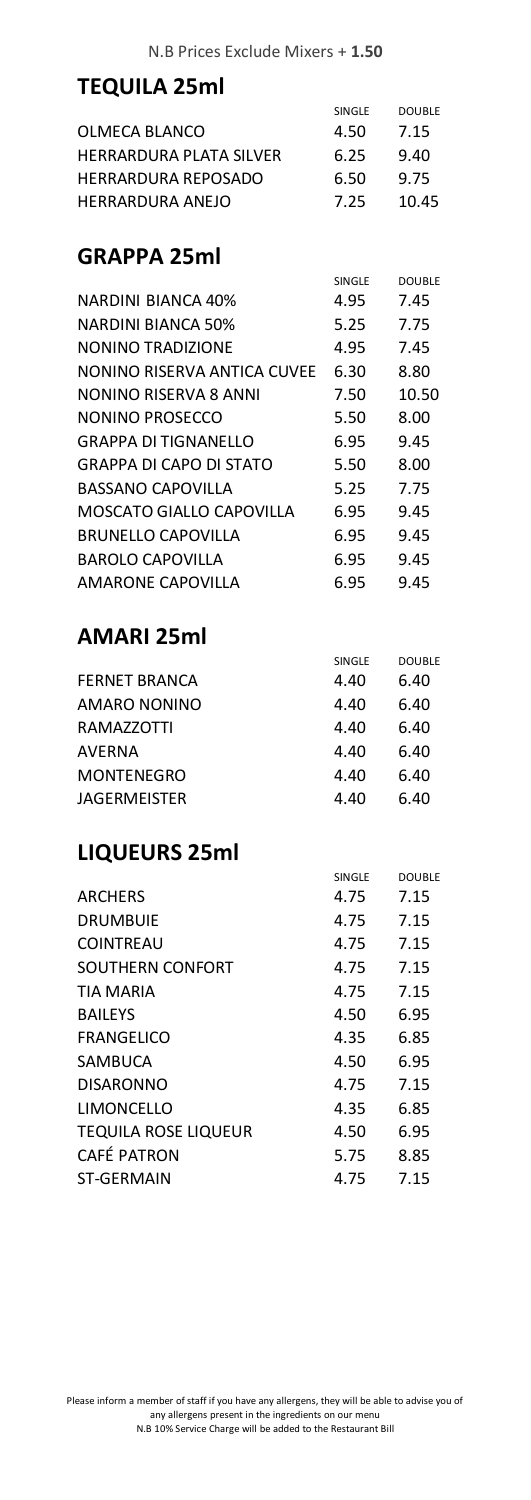N.B Prices Exclude Mixers + **1.50**

## TEQUILA 25ml

| | SINGLE | DOUBLE |
|---|---|---|
| OLMECA BLANCO | 4.50 | 7.15 |
| HERRARDURA PLATA SILVER | 6.25 | 9.40 |
| HERRARDURA REPOSADO | 6.50 | 9.75 |
| HERRARDURA ANEJO | 7.25 | 10.45 |

## GRAPPA 25ml

| | SINGLE | DOUBLE |
|---|---|---|
| NARDINI BIANCA 40% | 4.95 | 7.45 |
| NARDINI BIANCA 50% | 5.25 | 7.75 |
| NONINO TRADIZIONE | 4.95 | 7.45 |
| NONINO RISERVA ANTICA CUVEE | 6.30 | 8.80 |
| NONINO RISERVA 8 ANNI | 7.50 | 10.50 |
| NONINO PROSECCO | 5.50 | 8.00 |
| GRAPPA DI TIGNANELLO | 6.95 | 9.45 |
| GRAPPA DI CAPO DI STATO | 5.50 | 8.00 |
| BASSANO CAPOVILLA | 5.25 | 7.75 |
| MOSCATO GIALLO CAPOVILLA | 6.95 | 9.45 |
| BRUNELLO CAPOVILLA | 6.95 | 9.45 |
| BAROLO CAPOVILLA | 6.95 | 9.45 |
| AMARONE CAPOVILLA | 6.95 | 9.45 |

## AMARI 25ml

| | SINGLE | DOUBLE |
|---|---|---|
| FERNET BRANCA | 4.40 | 6.40 |
| AMARO NONINO | 4.40 | 6.40 |
| RAMAZZOTTI | 4.40 | 6.40 |
| AVERNA | 4.40 | 6.40 |
| MONTENEGRO | 4.40 | 6.40 |
| JAGERMEISTER | 4.40 | 6.40 |

## LIQUEURS 25ml

| | SINGLE | DOUBLE |
|---|---|---|
| ARCHERS | 4.75 | 7.15 |
| DRUMBUIE | 4.75 | 7.15 |
| COINTREAU | 4.75 | 7.15 |
| SOUTHERN CONFORT | 4.75 | 7.15 |
| TIA MARIA | 4.75 | 7.15 |
| BAILEYS | 4.50 | 6.95 |
| FRANGELICO | 4.35 | 6.85 |
| SAMBUCA | 4.50 | 6.95 |
| DISARONNO | 4.75 | 7.15 |
| LIMONCELLO | 4.35 | 6.85 |
| TEQUILA ROSE LIQUEUR | 4.50 | 6.95 |
| CAFÉ PATRON | 5.75 | 8.85 |
| ST-GERMAIN | 4.75 | 7.15 |

Please inform a member of staff if you have any allergens, they will be able to advise you of any allergens present in the ingredients on our menu
N.B 10% Service Charge will be added to the Restaurant Bill